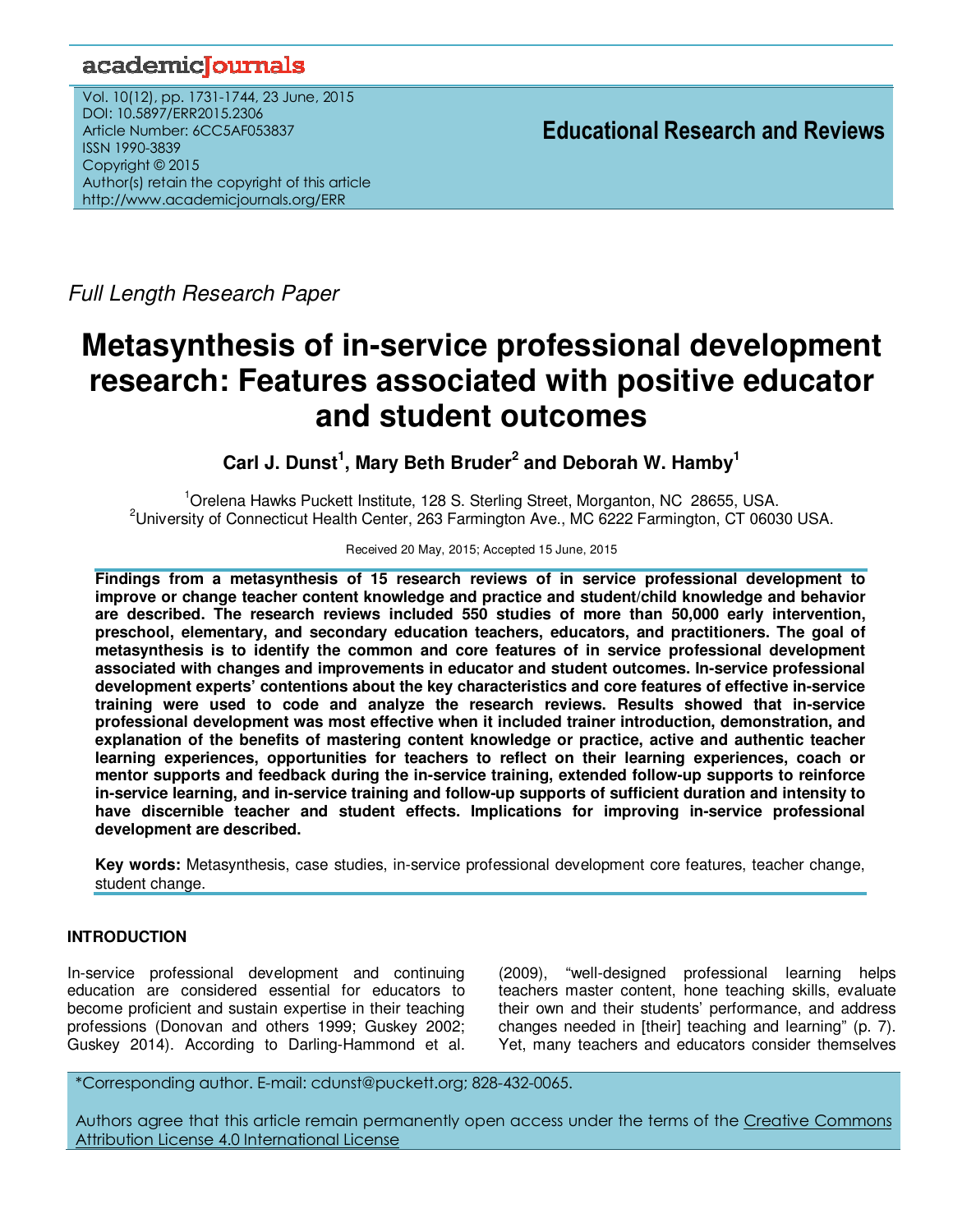academicJournals

Vol. 10(12), pp. 1731-1744, 23 June, 2015
DOI: 10.5897/ERR2015.2306
Article Number: 6CC5AF053837
ISSN 1990-3839
Copyright © 2015
Author(s) retain the copyright of this article
http://www.academicjournals.org/ERR

**Educational Research and Reviews**

*Full Length Research Paper*

# Metasynthesis of in-service professional development research: Features associated with positive educator and student outcomes

**Carl J. Dunst[1], Mary Beth Bruder[2] and Deborah W. Hamby[1]**

[1]Orelena Hawks Puckett Institute, 128 S. Sterling Street, Morganton, NC 28655, USA.
[2]University of Connecticut Health Center, 263 Farmington Ave., MC 6222 Farmington, CT 06030 USA.

Received 20 May, 2015; Accepted 15 June, 2015

**Findings from a metasynthesis of 15 research reviews of in service professional development to improve or change teacher content knowledge and practice and student/child knowledge and behavior are described. The research reviews included 550 studies of more than 50,000 early intervention, preschool, elementary, and secondary education teachers, educators, and practitioners. The goal of metasynthesis is to identify the common and core features of in service professional development associated with changes and improvements in educator and student outcomes. In-service professional development experts' contentions about the key characteristics and core features of effective in-service training were used to code and analyze the research reviews. Results showed that in-service professional development was most effective when it included trainer introduction, demonstration, and explanation of the benefits of mastering content knowledge or practice, active and authentic teacher learning experiences, opportunities for teachers to reflect on their learning experiences, coach or mentor supports and feedback during the in-service training, extended follow-up supports to reinforce in-service learning, and in-service training and follow-up supports of sufficient duration and intensity to have discernible teacher and student effects. Implications for improving in-service professional development are described.**

**Key words:** Metasynthesis, case studies, in-service professional development core features, teacher change, student change.

## INTRODUCTION

In-service professional development and continuing education are considered essential for educators to become proficient and sustain expertise in their teaching professions (Donovan and others 1999; Guskey 2002; Guskey 2014). According to Darling-Hammond et al. (2009), "well-designed professional learning helps teachers master content, hone teaching skills, evaluate their own and their students' performance, and address changes needed in [their] teaching and learning" (p. 7). Yet, many teachers and educators consider themselves

*Corresponding author. E-mail: cdunst@puckett.org; 828-432-0065.

Authors agree that this article remain permanently open access under the terms of the Creative Commons Attribution License 4.0 International License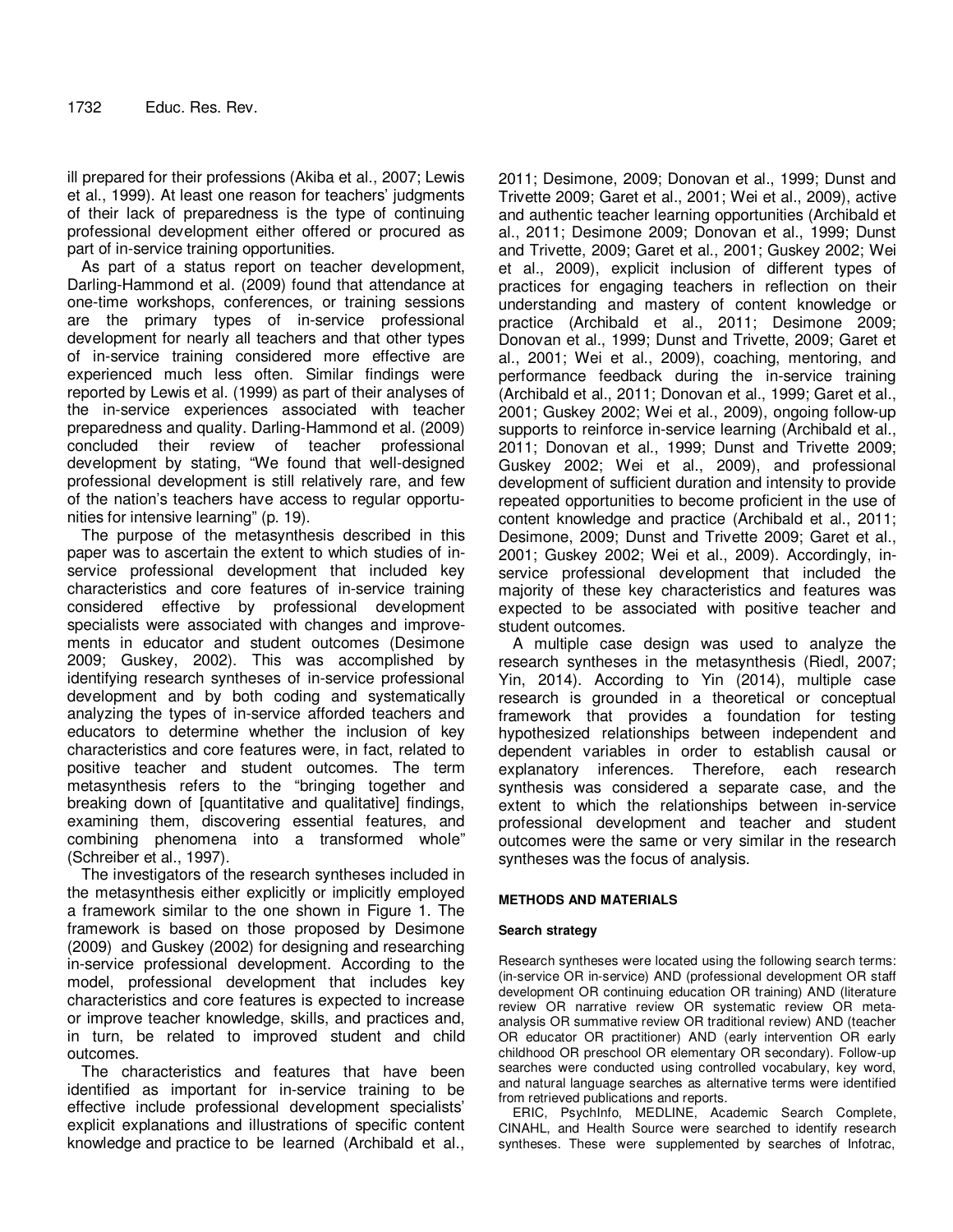ill prepared for their professions (Akiba et al., 2007; Lewis et al., 1999). At least one reason for teachers' judgments of their lack of preparedness is the type of continuing professional development either offered or procured as part of in-service training opportunities.

As part of a status report on teacher development, Darling-Hammond et al. (2009) found that attendance at one-time workshops, conferences, or training sessions are the primary types of in-service professional development for nearly all teachers and that other types of in-service training considered more effective are experienced much less often. Similar findings were reported by Lewis et al. (1999) as part of their analyses of the in-service experiences associated with teacher preparedness and quality. Darling-Hammond et al. (2009) concluded their review of teacher professional development by stating, "We found that well-designed professional development is still relatively rare, and few of the nation's teachers have access to regular opportunities for intensive learning" (p. 19).

The purpose of the metasynthesis described in this paper was to ascertain the extent to which studies of in-service professional development that included key characteristics and core features of in-service training considered effective by professional development specialists were associated with changes and improvements in educator and student outcomes (Desimone 2009; Guskey, 2002). This was accomplished by identifying research syntheses of in-service professional development and by both coding and systematically analyzing the types of in-service afforded teachers and educators to determine whether the inclusion of key characteristics and core features were, in fact, related to positive teacher and student outcomes. The term metasynthesis refers to the "bringing together and breaking down of [quantitative and qualitative] findings, examining them, discovering essential features, and combining phenomena into a transformed whole" (Schreiber et al., 1997).

The investigators of the research syntheses included in the metasynthesis either explicitly or implicitly employed a framework similar to the one shown in Figure 1. The framework is based on those proposed by Desimone (2009) and Guskey (2002) for designing and researching in-service professional development. According to the model, professional development that includes key characteristics and core features is expected to increase or improve teacher knowledge, skills, and practices and, in turn, be related to improved student and child outcomes.

The characteristics and features that have been identified as important for in-service training to be effective include professional development specialists' explicit explanations and illustrations of specific content knowledge and practice to be learned (Archibald et al., 2011; Desimone, 2009; Donovan et al., 1999; Dunst and Trivette 2009; Garet et al., 2001; Wei et al., 2009), active and authentic teacher learning opportunities (Archibald et al., 2011; Desimone 2009; Donovan et al., 1999; Dunst and Trivette, 2009; Garet et al., 2001; Guskey 2002; Wei et al., 2009), explicit inclusion of different types of practices for engaging teachers in reflection on their understanding and mastery of content knowledge or practice (Archibald et al., 2011; Desimone 2009; Donovan et al., 1999; Dunst and Trivette, 2009; Garet et al., 2001; Wei et al., 2009), coaching, mentoring, and performance feedback during the in-service training (Archibald et al., 2011; Donovan et al., 1999; Garet et al., 2001; Guskey 2002; Wei et al., 2009), ongoing follow-up supports to reinforce in-service learning (Archibald et al., 2011; Donovan et al., 1999; Dunst and Trivette 2009; Guskey 2002; Wei et al., 2009), and professional development of sufficient duration and intensity to provide repeated opportunities to become proficient in the use of content knowledge and practice (Archibald et al., 2011; Desimone, 2009; Dunst and Trivette 2009; Garet et al., 2001; Guskey 2002; Wei et al., 2009). Accordingly, in-service professional development that included the majority of these key characteristics and features was expected to be associated with positive teacher and student outcomes.

A multiple case design was used to analyze the research syntheses in the metasynthesis (Riedl, 2007; Yin, 2014). According to Yin (2014), multiple case research is grounded in a theoretical or conceptual framework that provides a foundation for testing hypothesized relationships between independent and dependent variables in order to establish causal or explanatory inferences. Therefore, each research synthesis was considered a separate case, and the extent to which the relationships between in-service professional development and teacher and student outcomes were the same or very similar in the research syntheses was the focus of analysis.

## METHODS AND MATERIALS

### Search strategy

Research syntheses were located using the following search terms: (in-service OR in-service) AND (professional development OR staff development OR continuing education OR training) AND (literature review OR narrative review OR systematic review OR meta-analysis OR summative review OR traditional review) AND (teacher OR educator OR practitioner) AND (early intervention OR early childhood OR preschool OR elementary OR secondary). Follow-up searches were conducted using controlled vocabulary, key word, and natural language searches as alternative terms were identified from retrieved publications and reports.

ERIC, PsychInfo, MEDLINE, Academic Search Complete, CINAHL, and Health Source were searched to identify research syntheses. These were supplemented by searches of Infotrac,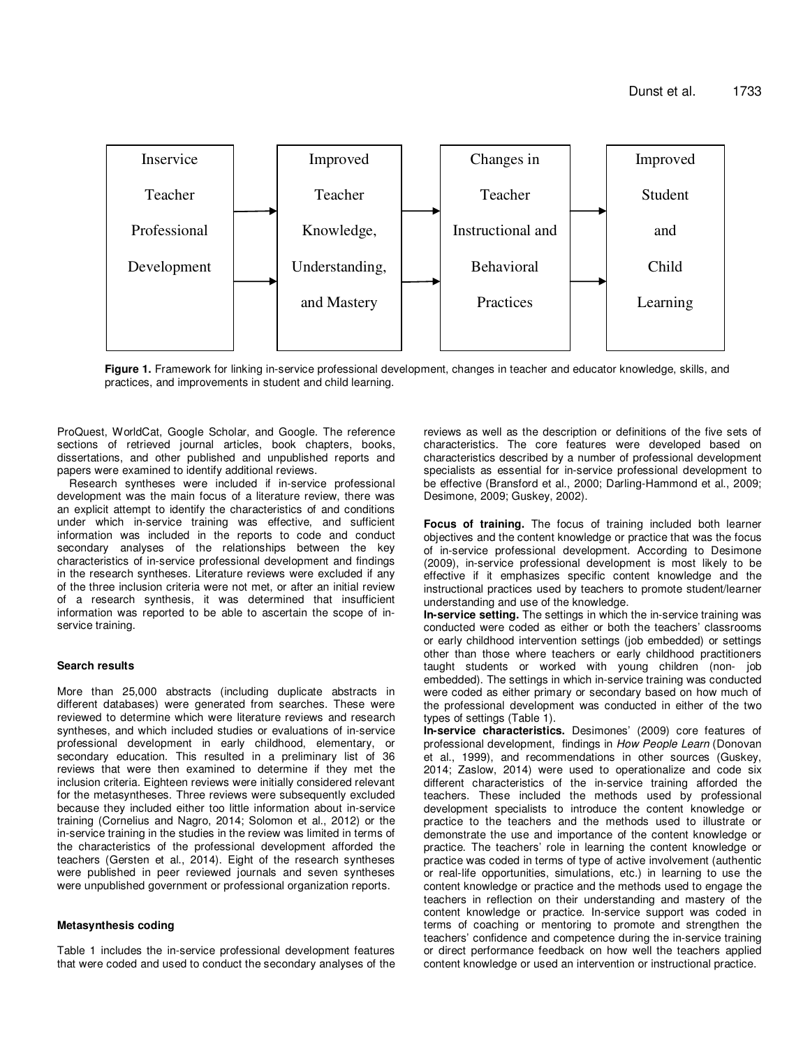| Inservice Teacher Professional Development | → | Improved Teacher Knowledge, Understanding, and Mastery | → | Changes in Teacher Instructional and Behavioral Practices | → | Improved Student and Child Learning |
|---|---|---|---|---|---|---|

**Figure 1.** Framework for linking in-service professional development, changes in teacher and educator knowledge, skills, and practices, and improvements in student and child learning.

ProQuest, WorldCat, Google Scholar, and Google. The reference sections of retrieved journal articles, book chapters, books, dissertations, and other published and unpublished reports and papers were examined to identify additional reviews.

Research syntheses were included if in-service professional development was the main focus of a literature review, there was an explicit attempt to identify the characteristics of and conditions under which in-service training was effective, and sufficient information was included in the reports to code and conduct secondary analyses of the relationships between the key characteristics of in-service professional development and findings in the research syntheses. Literature reviews were excluded if any of the three inclusion criteria were not met, or after an initial review of a research synthesis, it was determined that insufficient information was reported to be able to ascertain the scope of in-service training.

#### Search results

More than 25,000 abstracts (including duplicate abstracts in different databases) were generated from searches. These were reviewed to determine which were literature reviews and research syntheses, and which included studies or evaluations of in-service professional development in early childhood, elementary, or secondary education. This resulted in a preliminary list of 36 reviews that were then examined to determine if they met the inclusion criteria. Eighteen reviews were initially considered relevant for the metasyntheses. Three reviews were subsequently excluded because they included either too little information about in-service training (Cornelius and Nagro, 2014; Solomon et al., 2012) or the in-service training in the studies in the review was limited in terms of the characteristics of the professional development afforded the teachers (Gersten et al., 2014). Eight of the research syntheses were published in peer reviewed journals and seven syntheses were unpublished government or professional organization reports.

#### Metasynthesis coding

Table 1 includes the in-service professional development features that were coded and used to conduct the secondary analyses of the reviews as well as the description or definitions of the five sets of characteristics. The core features were developed based on characteristics described by a number of professional development specialists as essential for in-service professional development to be effective (Bransford et al., 2000; Darling-Hammond et al., 2009; Desimone, 2009; Guskey, 2002).

**Focus of training.** The focus of training included both learner objectives and the content knowledge or practice that was the focus of in-service professional development. According to Desimone (2009), in-service professional development is most likely to be effective if it emphasizes specific content knowledge and the instructional practices used by teachers to promote student/learner understanding and use of the knowledge.

**In-service setting.** The settings in which the in-service training was conducted were coded as either or both the teachers' classrooms or early childhood intervention settings (job embedded) or settings other than those where teachers or early childhood practitioners taught students or worked with young children (non- job embedded). The settings in which in-service training was conducted were coded as either primary or secondary based on how much of the professional development was conducted in either of the two types of settings (Table 1).

**In-service characteristics.** Desimones' (2009) core features of professional development, findings in *How People Learn* (Donovan et al., 1999), and recommendations in other sources (Guskey, 2014; Zaslow, 2014) were used to operationalize and code six different characteristics of the in-service training afforded the teachers. These included the methods used by professional development specialists to introduce the content knowledge or practice to the teachers and the methods used to illustrate or demonstrate the use and importance of the content knowledge or practice. The teachers' role in learning the content knowledge or practice was coded in terms of type of active involvement (authentic or real-life opportunities, simulations, etc.) in learning to use the content knowledge or practice and the methods used to engage the teachers in reflection on their understanding and mastery of the content knowledge or practice. In-service support was coded in terms of coaching or mentoring to promote and strengthen the teachers' confidence and competence during the in-service training or direct performance feedback on how well the teachers applied content knowledge or used an intervention or instructional practice.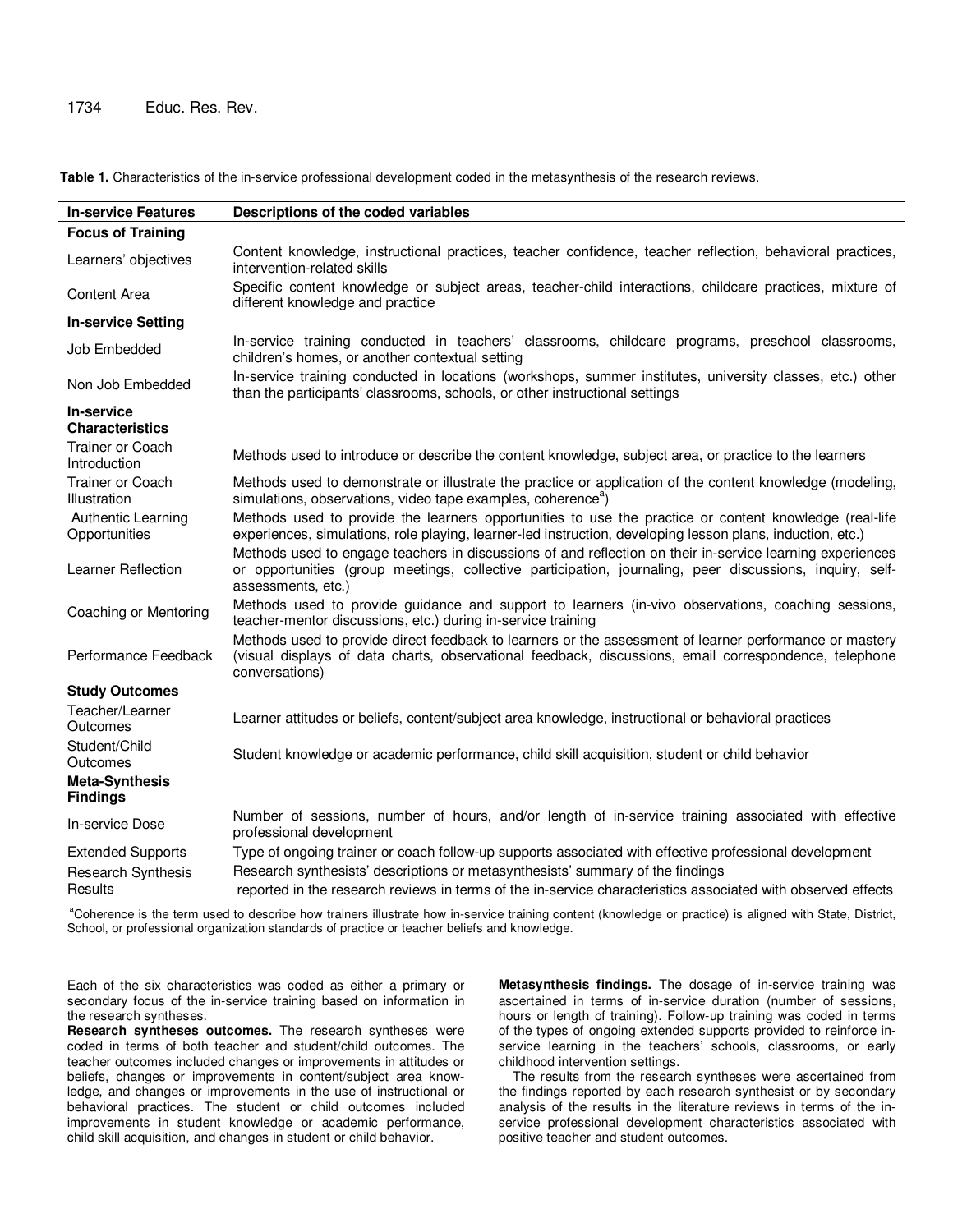**Table 1.** Characteristics of the in-service professional development coded in the metasynthesis of the research reviews.

| In-service Features | Descriptions of the coded variables |
|---|---|
| **Focus of Training** | |
| Learners' objectives | Content knowledge, instructional practices, teacher confidence, teacher reflection, behavioral practices, intervention-related skills |
| Content Area | Specific content knowledge or subject areas, teacher-child interactions, childcare practices, mixture of different knowledge and practice |
| **In-service Setting** | |
| Job Embedded | In-service training conducted in teachers' classrooms, childcare programs, preschool classrooms, children's homes, or another contextual setting |
| Non Job Embedded | In-service training conducted in locations (workshops, summer institutes, university classes, etc.) other than the participants' classrooms, schools, or other instructional settings |
| **In-service Characteristics** | |
| Trainer or Coach Introduction | Methods used to introduce or describe the content knowledge, subject area, or practice to the learners |
| Trainer or Coach Illustration | Methods used to demonstrate or illustrate the practice or application of the content knowledge (modeling, simulations, observations, video tape examples, coherence[a]) |
| Authentic Learning Opportunities | Methods used to provide the learners opportunities to use the practice or content knowledge (real-life experiences, simulations, role playing, learner-led instruction, developing lesson plans, induction, etc.) |
| Learner Reflection | Methods used to engage teachers in discussions of and reflection on their in-service learning experiences or opportunities (group meetings, collective participation, journaling, peer discussions, inquiry, self-assessments, etc.) |
| Coaching or Mentoring | Methods used to provide guidance and support to learners (in-vivo observations, coaching sessions, teacher-mentor discussions, etc.) during in-service training |
| Performance Feedback | Methods used to provide direct feedback to learners or the assessment of learner performance or mastery (visual displays of data charts, observational feedback, discussions, email correspondence, telephone conversations) |
| **Study Outcomes** | |
| Teacher/Learner Outcomes | Learner attitudes or beliefs, content/subject area knowledge, instructional or behavioral practices |
| Student/Child Outcomes | Student knowledge or academic performance, child skill acquisition, student or child behavior |
| **Meta-Synthesis Findings** | |
| In-service Dose | Number of sessions, number of hours, and/or length of in-service training associated with effective professional development |
| Extended Supports | Type of ongoing trainer or coach follow-up supports associated with effective professional development |
| Research Synthesis Results | Research synthesists' descriptions or metasynthesists' summary of the findings reported in the research reviews in terms of the in-service characteristics associated with observed effects |

[a]Coherence is the term used to describe how trainers illustrate how in-service training content (knowledge or practice) is aligned with State, District, School, or professional organization standards of practice or teacher beliefs and knowledge.

Each of the six characteristics was coded as either a primary or secondary focus of the in-service training based on information in the research syntheses.

**Research syntheses outcomes.** The research syntheses were coded in terms of both teacher and student/child outcomes. The teacher outcomes included changes or improvements in attitudes or beliefs, changes or improvements in content/subject area knowledge, and changes or improvements in the use of instructional or behavioral practices. The student or child outcomes included improvements in student knowledge or academic performance, child skill acquisition, and changes in student or child behavior.

**Metasynthesis findings.** The dosage of in-service training was ascertained in terms of in-service duration (number of sessions, hours or length of training). Follow-up training was coded in terms of the types of ongoing extended supports provided to reinforce in-service learning in the teachers' schools, classrooms, or early childhood intervention settings.

The results from the research syntheses were ascertained from the findings reported by each research synthesist or by secondary analysis of the results in the literature reviews in terms of the in-service professional development characteristics associated with positive teacher and student outcomes.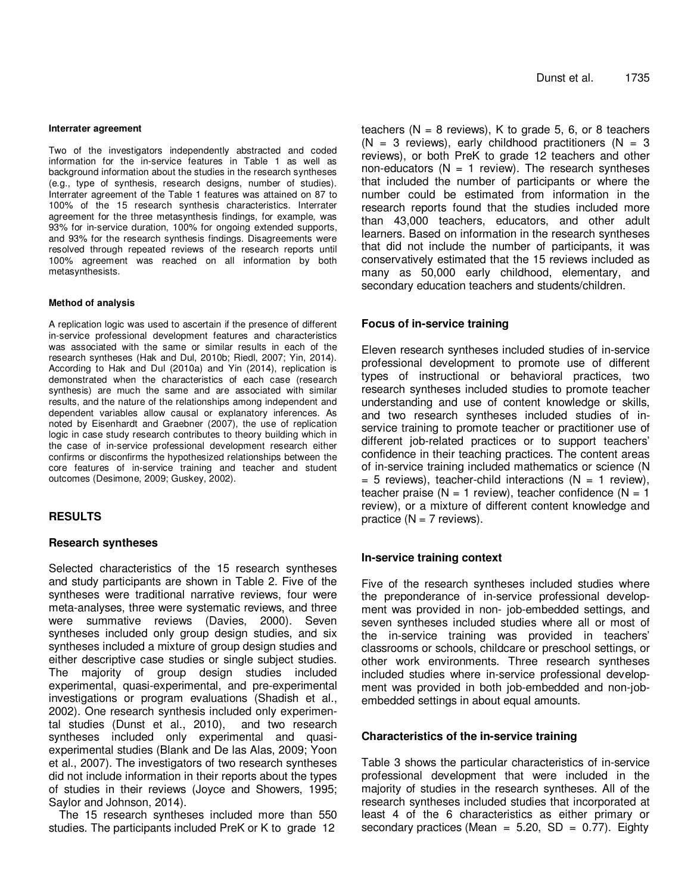#### Interrater agreement

Two of the investigators independently abstracted and coded information for the in-service features in Table 1 as well as background information about the studies in the research syntheses (e.g., type of synthesis, research designs, number of studies). Interrater agreement of the Table 1 features was attained on 87 to 100% of the 15 research synthesis characteristics. Interrater agreement for the three metasynthesis findings, for example, was 93% for in-service duration, 100% for ongoing extended supports, and 93% for the research synthesis findings. Disagreements were resolved through repeated reviews of the research reports until 100% agreement was reached on all information by both metasynthesists.

#### Method of analysis

A replication logic was used to ascertain if the presence of different in-service professional development features and characteristics was associated with the same or similar results in each of the research syntheses (Hak and Dul, 2010b; Riedl, 2007; Yin, 2014). According to Hak and Dul (2010a) and Yin (2014), replication is demonstrated when the characteristics of each case (research synthesis) are much the same and are associated with similar results, and the nature of the relationships among independent and dependent variables allow causal or explanatory inferences. As noted by Eisenhardt and Graebner (2007), the use of replication logic in case study research contributes to theory building which in the case of in-service professional development research either confirms or disconfirms the hypothesized relationships between the core features of in-service training and teacher and student outcomes (Desimone, 2009; Guskey, 2002).

## RESULTS

### Research syntheses

Selected characteristics of the 15 research syntheses and study participants are shown in Table 2. Five of the syntheses were traditional narrative reviews, four were meta-analyses, three were systematic reviews, and three were summative reviews (Davies, 2000). Seven syntheses included only group design studies, and six syntheses included a mixture of group design studies and either descriptive case studies or single subject studies. The majority of group design studies included experimental, quasi-experimental, and pre-experimental investigations or program evaluations (Shadish et al., 2002). One research synthesis included only experimental studies (Dunst et al., 2010), and two research syntheses included only experimental and quasi-experimental studies (Blank and De las Alas, 2009; Yoon et al., 2007). The investigators of two research syntheses did not include information in their reports about the types of studies in their reviews (Joyce and Showers, 1995; Saylor and Johnson, 2014).

The 15 research syntheses included more than 550 studies. The participants included PreK or K to grade 12 teachers (N = 8 reviews), K to grade 5, 6, or 8 teachers (N = 3 reviews), early childhood practitioners (N = 3 reviews), or both PreK to grade 12 teachers and other non-educators (N = 1 review). The research syntheses that included the number of participants or where the number could be estimated from information in the research reports found that the studies included more than 43,000 teachers, educators, and other adult learners. Based on information in the research syntheses that did not include the number of participants, it was conservatively estimated that the 15 reviews included as many as 50,000 early childhood, elementary, and secondary education teachers and students/children.

### Focus of in-service training

Eleven research syntheses included studies of in-service professional development to promote use of different types of instructional or behavioral practices, two research syntheses included studies to promote teacher understanding and use of content knowledge or skills, and two research syntheses included studies of in-service training to promote teacher or practitioner use of different job-related practices or to support teachers' confidence in their teaching practices. The content areas of in-service training included mathematics or science (N = 5 reviews), teacher-child interactions (N = 1 review), teacher praise (N = 1 review), teacher confidence (N = 1 review), or a mixture of different content knowledge and practice (N = 7 reviews).

### In-service training context

Five of the research syntheses included studies where the preponderance of in-service professional development was provided in non- job-embedded settings, and seven syntheses included studies where all or most of the in-service training was provided in teachers' classrooms or schools, childcare or preschool settings, or other work environments. Three research syntheses included studies where in-service professional development was provided in both job-embedded and non-job-embedded settings in about equal amounts.

### Characteristics of the in-service training

Table 3 shows the particular characteristics of in-service professional development that were included in the majority of studies in the research syntheses. All of the research syntheses included studies that incorporated at least 4 of the 6 characteristics as either primary or secondary practices (Mean = 5.20, SD = 0.77). Eighty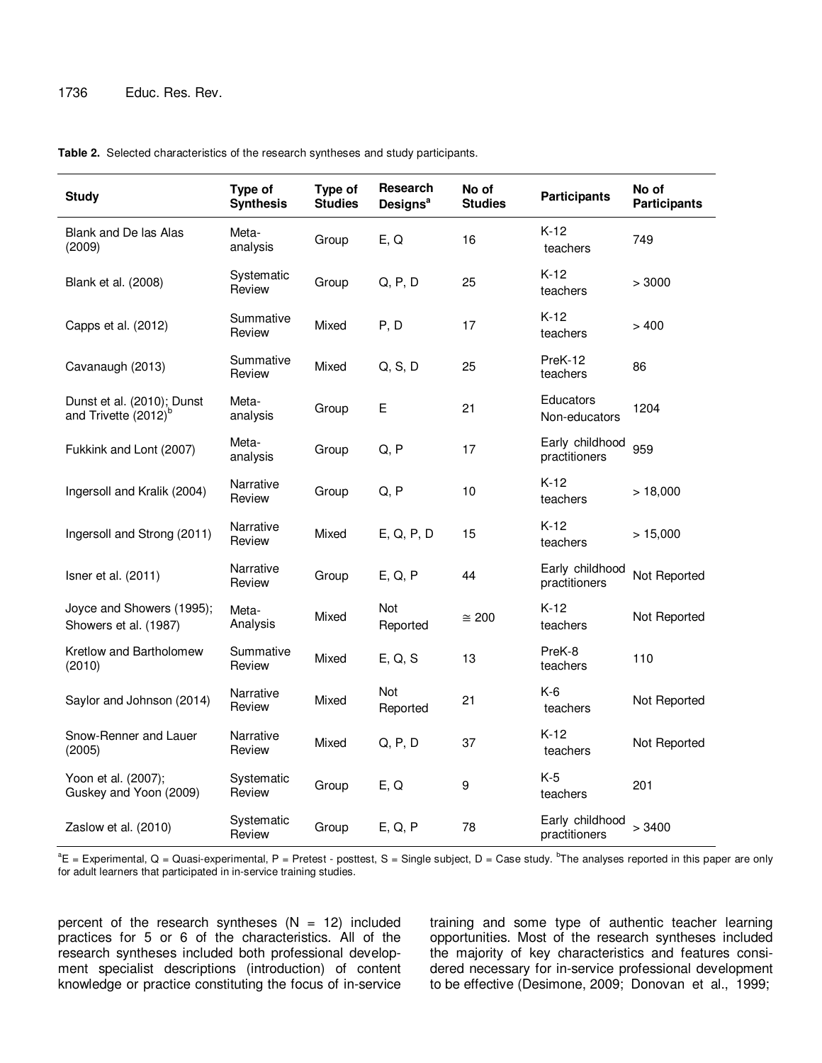**Table 2.** Selected characteristics of the research syntheses and study participants.

| Study | Type of Synthesis | Type of Studies | Research Designs[a] | No of Studies | Participants | No of Participants |
|---|---|---|---|---|---|---|
| Blank and De las Alas (2009) | Meta-analysis | Group | E, Q | 16 | K-12 teachers | 749 |
| Blank et al. (2008) | Systematic Review | Group | Q, P, D | 25 | K-12 teachers | > 3000 |
| Capps et al. (2012) | Summative Review | Mixed | P, D | 17 | K-12 teachers | > 400 |
| Cavanaugh (2013) | Summative Review | Mixed | Q, S, D | 25 | PreK-12 teachers | 86 |
| Dunst et al. (2010); Dunst and Trivette (2012)[b] | Meta-analysis | Group | E | 21 | Educators Non-educators | 1204 |
| Fukkink and Lont (2007) | Meta-analysis | Group | Q, P | 17 | Early childhood practitioners | 959 |
| Ingersoll and Kralik (2004) | Narrative Review | Group | Q, P | 10 | K-12 teachers | > 18,000 |
| Ingersoll and Strong (2011) | Narrative Review | Mixed | E, Q, P, D | 15 | K-12 teachers | > 15,000 |
| Isner et al. (2011) | Narrative Review | Group | E, Q, P | 44 | Early childhood practitioners | Not Reported |
| Joyce and Showers (1995); Showers et al. (1987) | Meta-Analysis | Mixed | Not Reported | ≅ 200 | K-12 teachers | Not Reported |
| Kretlow and Bartholomew (2010) | Summative Review | Mixed | E, Q, S | 13 | PreK-8 teachers | 110 |
| Saylor and Johnson (2014) | Narrative Review | Mixed | Not Reported | 21 | K-6 teachers | Not Reported |
| Snow-Renner and Lauer (2005) | Narrative Review | Mixed | Q, P, D | 37 | K-12 teachers | Not Reported |
| Yoon et al. (2007); Guskey and Yoon (2009) | Systematic Review | Group | E, Q | 9 | K-5 teachers | 201 |
| Zaslow et al. (2010) | Systematic Review | Group | E, Q, P | 78 | Early childhood practitioners | > 3400 |

[a]E = Experimental, Q = Quasi-experimental, P = Pretest - posttest, S = Single subject, D = Case study. [b]The analyses reported in this paper are only for adult learners that participated in in-service training studies.

percent of the research syntheses (N = 12) included practices for 5 or 6 of the characteristics. All of the research syntheses included both professional development specialist descriptions (introduction) of content knowledge or practice constituting the focus of in-service training and some type of authentic teacher learning opportunities. Most of the research syntheses included the majority of key characteristics and features considered necessary for in-service professional development to be effective (Desimone, 2009; Donovan et al., 1999;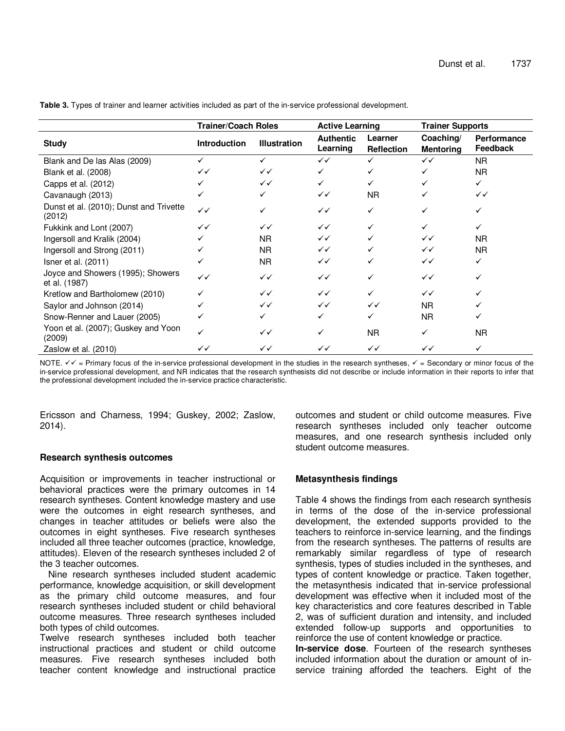**Table 3.** Types of trainer and learner activities included as part of the in-service professional development.

| Study | Trainer/Coach Roles | | Active Learning | | Trainer Supports | |
|---|---|---|---|---|---|---|
| | Introduction | Illustration | Authentic Learning | Learner Reflection | Coaching/ Mentoring | Performance Feedback |
| Blank and De las Alas (2009) | ✓ | ✓ | ✓✓ | ✓ | ✓✓ | NR |
| Blank et al. (2008) | ✓✓ | ✓✓ | ✓ | ✓ | ✓ | NR |
| Capps et al. (2012) | ✓ | ✓✓ | ✓ | ✓ | ✓ | ✓ |
| Cavanaugh (2013) | ✓ | ✓ | ✓✓ | NR | ✓ | ✓✓ |
| Dunst et al. (2010); Dunst and Trivette (2012) | ✓✓ | ✓ | ✓✓ | ✓ | ✓ | ✓ |
| Fukkink and Lont (2007) | ✓✓ | ✓✓ | ✓✓ | ✓ | ✓ | ✓ |
| Ingersoll and Kralik (2004) | ✓ | NR | ✓✓ | ✓ | ✓✓ | NR |
| Ingersoll and Strong (2011) | ✓ | NR | ✓✓ | ✓ | ✓✓ | NR |
| Isner et al. (2011) | ✓ | NR | ✓✓ | ✓ | ✓✓ | ✓ |
| Joyce and Showers (1995); Showers et al. (1987) | ✓✓ | ✓✓ | ✓✓ | ✓ | ✓✓ | ✓ |
| Kretlow and Bartholomew (2010) | ✓ | ✓✓ | ✓✓ | ✓ | ✓✓ | ✓ |
| Saylor and Johnson (2014) | ✓ | ✓✓ | ✓✓ | ✓✓ | NR | ✓ |
| Snow-Renner and Lauer (2005) | ✓ | ✓ | ✓ | ✓ | NR | ✓ |
| Yoon et al. (2007); Guskey and Yoon (2009) | ✓ | ✓✓ | ✓ | NR | ✓ | NR |
| Zaslow et al. (2010) | ✓✓ | ✓✓ | ✓✓ | ✓✓ | ✓✓ | ✓ |

NOTE. ✓✓ = Primary focus of the in-service professional development in the studies in the research syntheses, ✓ = Secondary or minor focus of the in-service professional development, and NR indicates that the research synthesists did not describe or include information in their reports to infer that the professional development included the in-service practice characteristic.

Ericsson and Charness, 1994; Guskey, 2002; Zaslow, 2014).

### Research synthesis outcomes

Acquisition or improvements in teacher instructional or behavioral practices were the primary outcomes in 14 research syntheses. Content knowledge mastery and use were the outcomes in eight research syntheses, and changes in teacher attitudes or beliefs were also the outcomes in eight syntheses. Five research syntheses included all three teacher outcomes (practice, knowledge, attitudes). Eleven of the research syntheses included 2 of the 3 teacher outcomes.

Nine research syntheses included student academic performance, knowledge acquisition, or skill development as the primary child outcome measures, and four research syntheses included student or child behavioral outcome measures. Three research syntheses included both types of child outcomes.

Twelve research syntheses included both teacher instructional practices and student or child outcome measures. Five research syntheses included both teacher content knowledge and instructional practice outcomes and student or child outcome measures. Five research syntheses included only teacher outcome measures, and one research synthesis included only student outcome measures.

### Metasynthesis findings

Table 4 shows the findings from each research synthesis in terms of the dose of the in-service professional development, the extended supports provided to the teachers to reinforce in-service learning, and the findings from the research syntheses. The patterns of results are remarkably similar regardless of type of research synthesis, types of studies included in the syntheses, and types of content knowledge or practice. Taken together, the metasynthesis indicated that in-service professional development was effective when it included most of the key characteristics and core features described in Table 2, was of sufficient duration and intensity, and included extended follow-up supports and opportunities to reinforce the use of content knowledge or practice.

**In-service dose**. Fourteen of the research syntheses included information about the duration or amount of in-service training afforded the teachers. Eight of the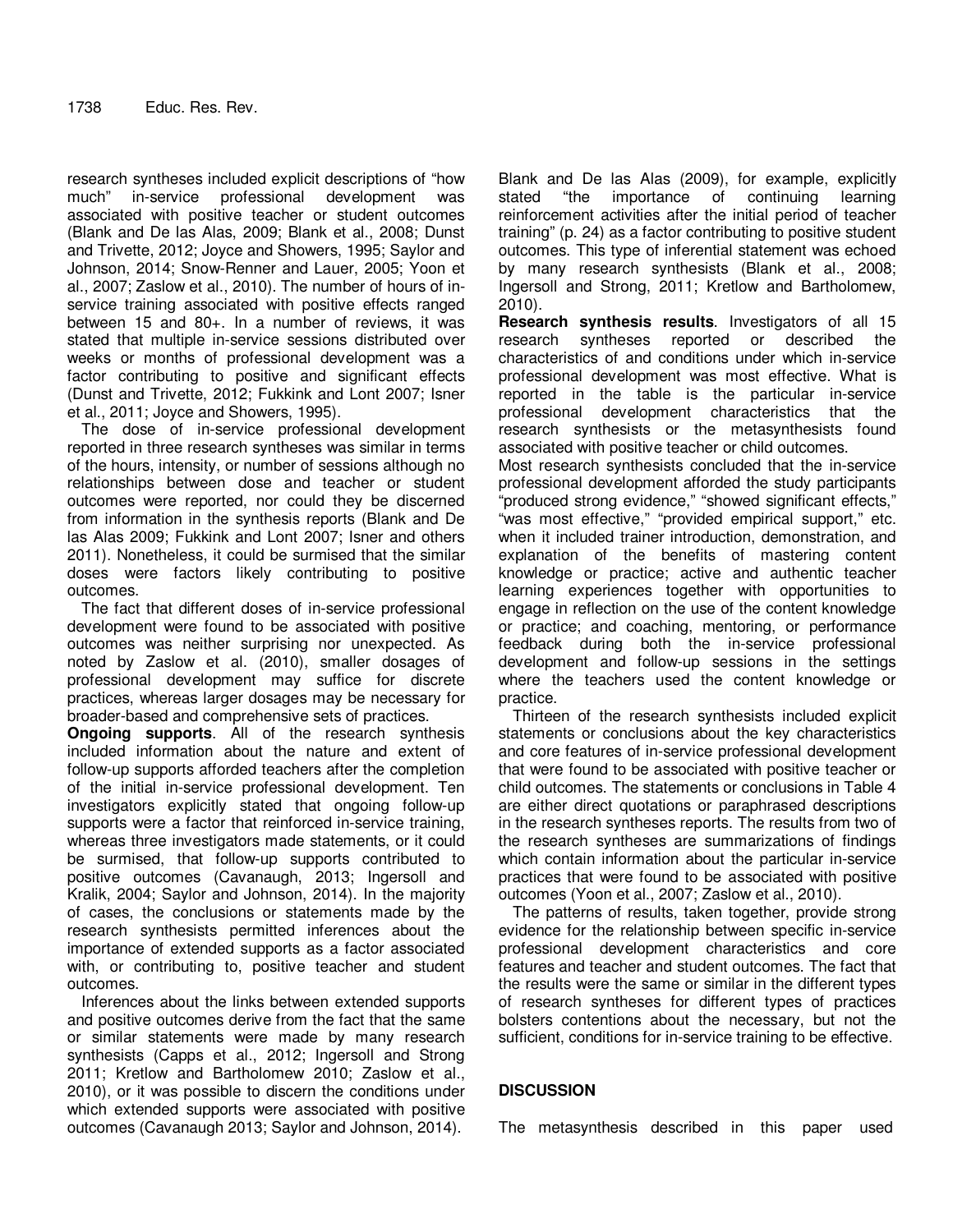research syntheses included explicit descriptions of "how much" in-service professional development was associated with positive teacher or student outcomes (Blank and De las Alas, 2009; Blank et al., 2008; Dunst and Trivette, 2012; Joyce and Showers, 1995; Saylor and Johnson, 2014; Snow-Renner and Lauer, 2005; Yoon et al., 2007; Zaslow et al., 2010). The number of hours of in-service training associated with positive effects ranged between 15 and 80+. In a number of reviews, it was stated that multiple in-service sessions distributed over weeks or months of professional development was a factor contributing to positive and significant effects (Dunst and Trivette, 2012; Fukkink and Lont 2007; Isner et al., 2011; Joyce and Showers, 1995).

The dose of in-service professional development reported in three research syntheses was similar in terms of the hours, intensity, or number of sessions although no relationships between dose and teacher or student outcomes were reported, nor could they be discerned from information in the synthesis reports (Blank and De las Alas 2009; Fukkink and Lont 2007; Isner and others 2011). Nonetheless, it could be surmised that the similar doses were factors likely contributing to positive outcomes.

The fact that different doses of in-service professional development were found to be associated with positive outcomes was neither surprising nor unexpected. As noted by Zaslow et al. (2010), smaller dosages of professional development may suffice for discrete practices, whereas larger dosages may be necessary for broader-based and comprehensive sets of practices.

**Ongoing supports**. All of the research synthesis included information about the nature and extent of follow-up supports afforded teachers after the completion of the initial in-service professional development. Ten investigators explicitly stated that ongoing follow-up supports were a factor that reinforced in-service training, whereas three investigators made statements, or it could be surmised, that follow-up supports contributed to positive outcomes (Cavanaugh, 2013; Ingersoll and Kralik, 2004; Saylor and Johnson, 2014). In the majority of cases, the conclusions or statements made by the research synthesists permitted inferences about the importance of extended supports as a factor associated with, or contributing to, positive teacher and student outcomes.

Inferences about the links between extended supports and positive outcomes derive from the fact that the same or similar statements were made by many research synthesists (Capps et al., 2012; Ingersoll and Strong 2011; Kretlow and Bartholomew 2010; Zaslow et al., 2010), or it was possible to discern the conditions under which extended supports were associated with positive outcomes (Cavanaugh 2013; Saylor and Johnson, 2014). Blank and De las Alas (2009), for example, explicitly stated "the importance of continuing learning reinforcement activities after the initial period of teacher training" (p. 24) as a factor contributing to positive student outcomes. This type of inferential statement was echoed by many research synthesists (Blank et al., 2008; Ingersoll and Strong, 2011; Kretlow and Bartholomew, 2010).

**Research synthesis results**. Investigators of all 15 research syntheses reported or described the characteristics of and conditions under which in-service professional development was most effective. What is reported in the table is the particular in-service professional development characteristics that the research synthesists or the metasynthesists found associated with positive teacher or child outcomes.

Most research synthesists concluded that the in-service professional development afforded the study participants "produced strong evidence," "showed significant effects," "was most effective," "provided empirical support," etc. when it included trainer introduction, demonstration, and explanation of the benefits of mastering content knowledge or practice; active and authentic teacher learning experiences together with opportunities to engage in reflection on the use of the content knowledge or practice; and coaching, mentoring, or performance feedback during both the in-service professional development and follow-up sessions in the settings where the teachers used the content knowledge or practice.

Thirteen of the research synthesists included explicit statements or conclusions about the key characteristics and core features of in-service professional development that were found to be associated with positive teacher or child outcomes. The statements or conclusions in Table 4 are either direct quotations or paraphrased descriptions in the research syntheses reports. The results from two of the research syntheses are summarizations of findings which contain information about the particular in-service practices that were found to be associated with positive outcomes (Yoon et al., 2007; Zaslow et al., 2010).

The patterns of results, taken together, provide strong evidence for the relationship between specific in-service professional development characteristics and core features and teacher and student outcomes. The fact that the results were the same or similar in the different types of research syntheses for different types of practices bolsters contentions about the necessary, but not the sufficient, conditions for in-service training to be effective.

## DISCUSSION

The metasynthesis described in this paper used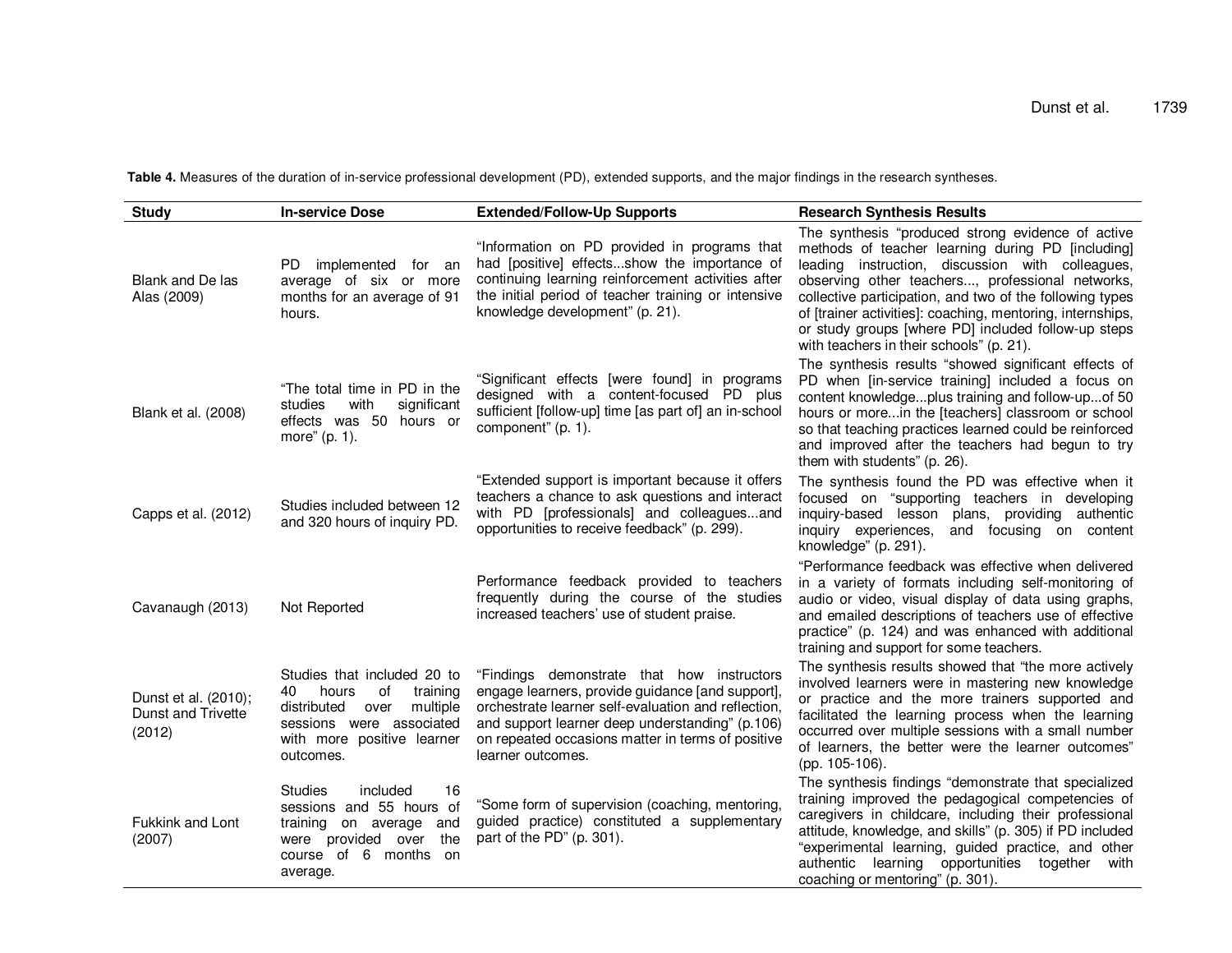**Table 4.** Measures of the duration of in-service professional development (PD), extended supports, and the major findings in the research syntheses.

| Study | In-service Dose | Extended/Follow-Up Supports | Research Synthesis Results |
|---|---|---|---|
| Blank and De las Alas (2009) | PD implemented for an average of six or more months for an average of 91 hours. | "Information on PD provided in programs that had [positive] effects...show the importance of continuing learning reinforcement activities after the initial period of teacher training or intensive knowledge development" (p. 21). | The synthesis "produced strong evidence of active methods of teacher learning during PD [including] leading instruction, discussion with colleagues, observing other teachers..., professional networks, collective participation, and two of the following types of [trainer activities]: coaching, mentoring, internships, or study groups [where PD] included follow-up steps with teachers in their schools" (p. 21). |
| Blank et al. (2008) | "The total time in PD in the studies with significant effects was 50 hours or more" (p. 1). | "Significant effects [were found] in programs designed with a content-focused PD plus sufficient [follow-up] time [as part of] an in-school component" (p. 1). | The synthesis results "showed significant effects of PD when [in-service training] included a focus on content knowledge...plus training and follow-up...of 50 hours or more...in the [teachers] classroom or school so that teaching practices learned could be reinforced and improved after the teachers had begun to try them with students" (p. 26). |
| Capps et al. (2012) | Studies included between 12 and 320 hours of inquiry PD. | "Extended support is important because it offers teachers a chance to ask questions and interact with PD [professionals] and colleagues...and opportunities to receive feedback" (p. 299). | The synthesis found the PD was effective when it focused on "supporting teachers in developing inquiry-based lesson plans, providing authentic inquiry experiences, and focusing on content knowledge" (p. 291). |
| Cavanaugh (2013) | Not Reported | Performance feedback provided to teachers frequently during the course of the studies increased teachers' use of student praise. | "Performance feedback was effective when delivered in a variety of formats including self-monitoring of audio or video, visual display of data using graphs, and emailed descriptions of teachers use of effective practice" (p. 124) and was enhanced with additional training and support for some teachers. |
| Dunst et al. (2010); Dunst and Trivette (2012) | Studies that included 20 to 40 hours of training distributed over multiple sessions were associated with more positive learner outcomes. | "Findings demonstrate that how instructors engage learners, provide guidance [and support], orchestrate learner self-evaluation and reflection, and support learner deep understanding" (p.106) on repeated occasions matter in terms of positive learner outcomes. | The synthesis results showed that "the more actively involved learners were in mastering new knowledge or practice and the more trainers supported and facilitated the learning process when the learning occurred over multiple sessions with a small number of learners, the better were the learner outcomes" (pp. 105-106). |
| Fukkink and Lont (2007) | Studies included 16 sessions and 55 hours of training on average and were provided over the course of 6 months on average. | "Some form of supervision (coaching, mentoring, guided practice) constituted a supplementary part of the PD" (p. 301). | The synthesis findings "demonstrate that specialized training improved the pedagogical competencies of caregivers in childcare, including their professional attitude, knowledge, and skills" (p. 305) if PD included "experimental learning, guided practice, and other authentic learning opportunities together with coaching or mentoring" (p. 301). |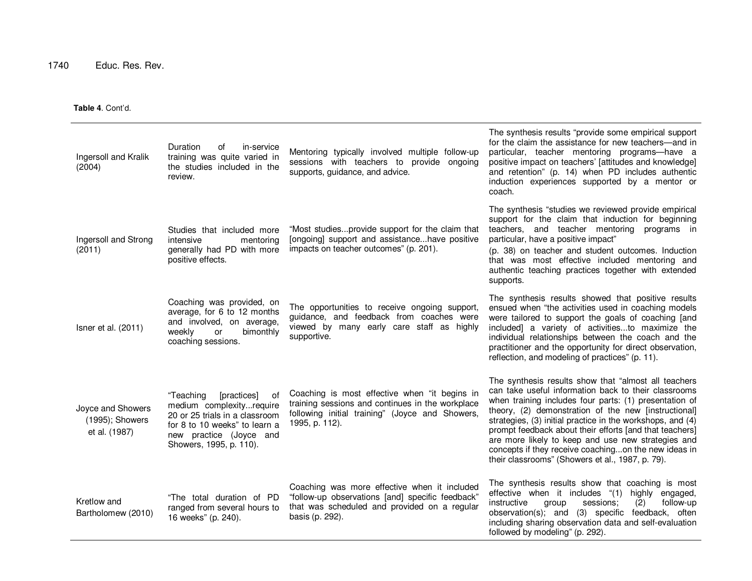**Table 4**. Cont'd.

| | | | |
|---|---|---|---|
| Ingersoll and Kralik (2004) | Duration of in-service training was quite varied in the studies included in the review. | Mentoring typically involved multiple follow-up sessions with teachers to provide ongoing supports, guidance, and advice. | The synthesis results "provide some empirical support for the claim the assistance for new teachers—and in particular, teacher mentoring programs—have a positive impact on teachers' [attitudes and knowledge] and retention" (p. 14) when PD includes authentic induction experiences supported by a mentor or coach. |
| Ingersoll and Strong (2011) | Studies that included more intensive mentoring generally had PD with more positive effects. | "Most studies...provide support for the claim that [ongoing] support and assistance...have positive impacts on teacher outcomes" (p. 201). | The synthesis "studies we reviewed provide empirical support for the claim that induction for beginning teachers, and teacher mentoring programs in particular, have a positive impact" (p. 38) on teacher and student outcomes. Induction that was most effective included mentoring and authentic teaching practices together with extended supports. |
| Isner et al. (2011) | Coaching was provided, on average, for 6 to 12 months and involved, on average, weekly or bimonthly coaching sessions. | The opportunities to receive ongoing support, guidance, and feedback from coaches were viewed by many early care staff as highly supportive. | The synthesis results showed that positive results ensued when "the activities used in coaching models were tailored to support the goals of coaching [and included] a variety of activities...to maximize the individual relationships between the coach and the practitioner and the opportunity for direct observation, reflection, and modeling of practices" (p. 11). |
| Joyce and Showers (1995); Showers et al. (1987) | "Teaching [practices] of medium complexity...require 20 or 25 trials in a classroom for 8 to 10 weeks" to learn a new practice (Joyce and Showers, 1995, p. 110). | Coaching is most effective when "it begins in training sessions and continues in the workplace following initial training" (Joyce and Showers, 1995, p. 112). | The synthesis results show that "almost all teachers can take useful information back to their classrooms when training includes four parts: (1) presentation of theory, (2) demonstration of the new [instructional] strategies, (3) initial practice in the workshops, and (4) prompt feedback about their efforts [and that teachers] are more likely to keep and use new strategies and concepts if they receive coaching...on the new ideas in their classrooms" (Showers et al., 1987, p. 79). |
| Kretlow and Bartholomew (2010) | "The total duration of PD ranged from several hours to 16 weeks" (p. 240). | Coaching was more effective when it included "follow-up observations [and] specific feedback" that was scheduled and provided on a regular basis (p. 292). | The synthesis results show that coaching is most effective when it includes "(1) highly engaged, instructive group sessions; (2) follow-up observation(s); and (3) specific feedback, often including sharing observation data and self-evaluation followed by modeling" (p. 292). |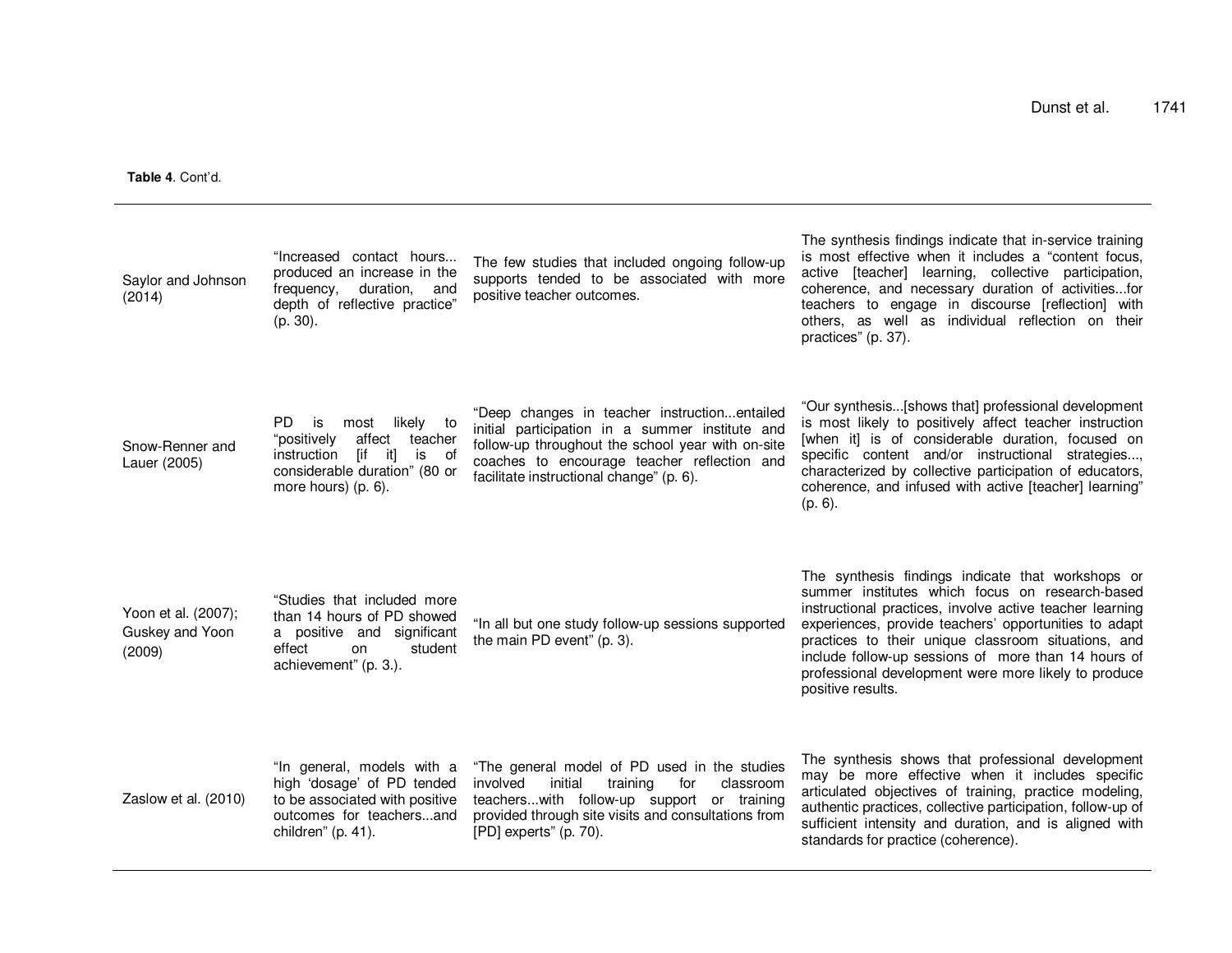**Table 4**. Cont'd.

| | | | |
|---|---|---|---|
| Saylor and Johnson (2014) | "Increased contact hours... produced an increase in the frequency, duration, and depth of reflective practice" (p. 30). | The few studies that included ongoing follow-up supports tended to be associated with more positive teacher outcomes. | The synthesis findings indicate that in-service training is most effective when it includes a "content focus, active [teacher] learning, collective participation, coherence, and necessary duration of activities...for teachers to engage in discourse [reflection] with others, as well as individual reflection on their practices" (p. 37). |
| Snow-Renner and Lauer (2005) | PD is most likely to "positively affect teacher instruction [if it] is of considerable duration" (80 or more hours) (p. 6). | "Deep changes in teacher instruction...entailed initial participation in a summer institute and follow-up throughout the school year with on-site coaches to encourage teacher reflection and facilitate instructional change" (p. 6). | "Our synthesis...[shows that] professional development is most likely to positively affect teacher instruction [when it] is of considerable duration, focused on specific content and/or instructional strategies..., characterized by collective participation of educators, coherence, and infused with active [teacher] learning" (p. 6). |
| Yoon et al. (2007); Guskey and Yoon (2009) | "Studies that included more than 14 hours of PD showed a positive and significant effect on student achievement" (p. 3.). | "In all but one study follow-up sessions supported the main PD event" (p. 3). | The synthesis findings indicate that workshops or summer institutes which focus on research-based instructional practices, involve active teacher learning experiences, provide teachers' opportunities to adapt practices to their unique classroom situations, and include follow-up sessions of more than 14 hours of professional development were more likely to produce positive results. |
| Zaslow et al. (2010) | "In general, models with a high 'dosage' of PD tended to be associated with positive outcomes for teachers...and children" (p. 41). | "The general model of PD used in the studies involved initial training for classroom teachers...with follow-up support or training provided through site visits and consultations from [PD] experts" (p. 70). | The synthesis shows that professional development may be more effective when it includes specific articulated objectives of training, practice modeling, authentic practices, collective participation, follow-up of sufficient intensity and duration, and is aligned with standards for practice (coherence). |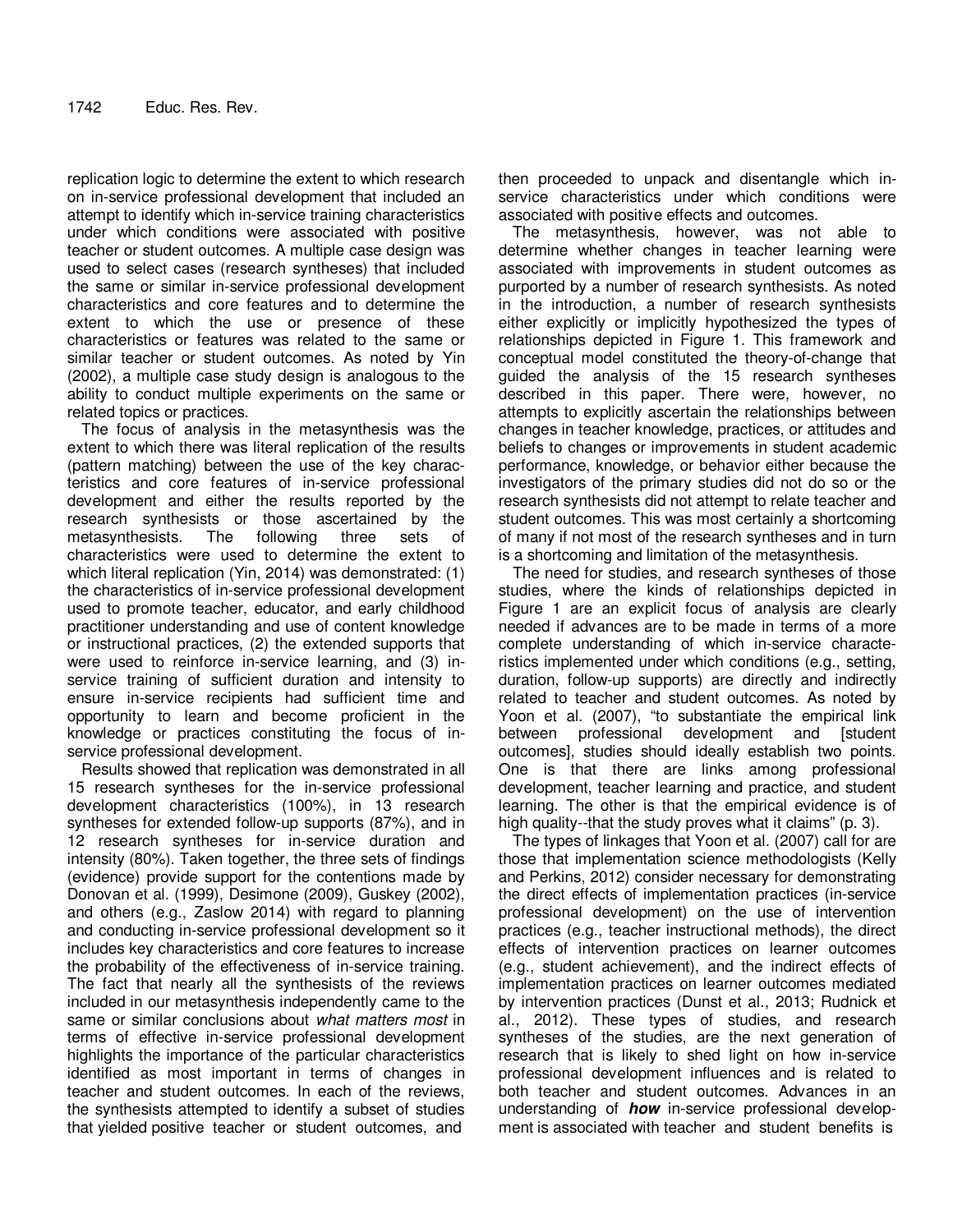replication logic to determine the extent to which research on in-service professional development that included an attempt to identify which in-service training characteristics under which conditions were associated with positive teacher or student outcomes. A multiple case design was used to select cases (research syntheses) that included the same or similar in-service professional development characteristics and core features and to determine the extent to which the use or presence of these characteristics or features was related to the same or similar teacher or student outcomes. As noted by Yin (2002), a multiple case study design is analogous to the ability to conduct multiple experiments on the same or related topics or practices.

The focus of analysis in the metasynthesis was the extent to which there was literal replication of the results (pattern matching) between the use of the key characteristics and core features of in-service professional development and either the results reported by the research synthesists or those ascertained by the metasynthesists. The following three sets of characteristics were used to determine the extent to which literal replication (Yin, 2014) was demonstrated: (1) the characteristics of in-service professional development used to promote teacher, educator, and early childhood practitioner understanding and use of content knowledge or instructional practices, (2) the extended supports that were used to reinforce in-service learning, and (3) in-service training of sufficient duration and intensity to ensure in-service recipients had sufficient time and opportunity to learn and become proficient in the knowledge or practices constituting the focus of in-service professional development.

Results showed that replication was demonstrated in all 15 research syntheses for the in-service professional development characteristics (100%), in 13 research syntheses for extended follow-up supports (87%), and in 12 research syntheses for in-service duration and intensity (80%). Taken together, the three sets of findings (evidence) provide support for the contentions made by Donovan et al. (1999), Desimone (2009), Guskey (2002), and others (e.g., Zaslow 2014) with regard to planning and conducting in-service professional development so it includes key characteristics and core features to increase the probability of the effectiveness of in-service training. The fact that nearly all the synthesists of the reviews included in our metasynthesis independently came to the same or similar conclusions about *what matters most* in terms of effective in-service professional development highlights the importance of the particular characteristics identified as most important in terms of changes in teacher and student outcomes. In each of the reviews, the synthesists attempted to identify a subset of studies that yielded positive teacher or student outcomes, and then proceeded to unpack and disentangle which in-service characteristics under which conditions were associated with positive effects and outcomes.

The metasynthesis, however, was not able to determine whether changes in teacher learning were associated with improvements in student outcomes as purported by a number of research synthesists. As noted in the introduction, a number of research synthesists either explicitly or implicitly hypothesized the types of relationships depicted in Figure 1. This framework and conceptual model constituted the theory-of-change that guided the analysis of the 15 research syntheses described in this paper. There were, however, no attempts to explicitly ascertain the relationships between changes in teacher knowledge, practices, or attitudes and beliefs to changes or improvements in student academic performance, knowledge, or behavior either because the investigators of the primary studies did not do so or the research synthesists did not attempt to relate teacher and student outcomes. This was most certainly a shortcoming of many if not most of the research syntheses and in turn is a shortcoming and limitation of the metasynthesis.

The need for studies, and research syntheses of those studies, where the kinds of relationships depicted in Figure 1 are an explicit focus of analysis are clearly needed if advances are to be made in terms of a more complete understanding of which in-service characteristics implemented under which conditions (e.g., setting, duration, follow-up supports) are directly and indirectly related to teacher and student outcomes. As noted by Yoon et al. (2007), "to substantiate the empirical link between professional development and [student outcomes], studies should ideally establish two points. One is that there are links among professional development, teacher learning and practice, and student learning. The other is that the empirical evidence is of high quality--that the study proves what it claims" (p. 3).

The types of linkages that Yoon et al. (2007) call for are those that implementation science methodologists (Kelly and Perkins, 2012) consider necessary for demonstrating the direct effects of implementation practices (in-service professional development) on the use of intervention practices (e.g., teacher instructional methods), the direct effects of intervention practices on learner outcomes (e.g., student achievement), and the indirect effects of implementation practices on learner outcomes mediated by intervention practices (Dunst et al., 2013; Rudnick et al., 2012). These types of studies, and research syntheses of the studies, are the next generation of research that is likely to shed light on how in-service professional development influences and is related to both teacher and student outcomes. Advances in an understanding of ***how*** in-service professional development is associated with teacher and student benefits is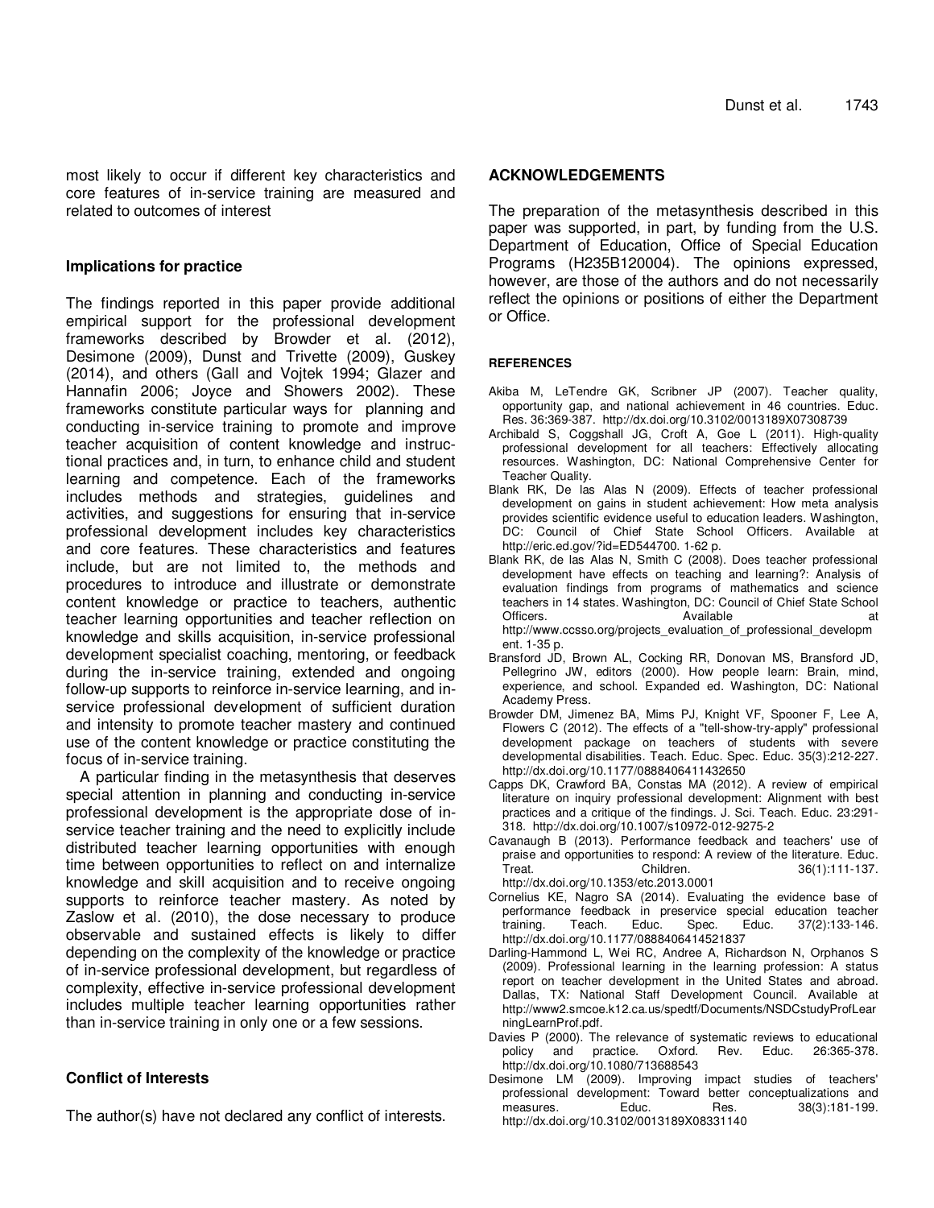most likely to occur if different key characteristics and core features of in-service training are measured and related to outcomes of interest

### Implications for practice

The findings reported in this paper provide additional empirical support for the professional development frameworks described by Browder et al. (2012), Desimone (2009), Dunst and Trivette (2009), Guskey (2014), and others (Gall and Vojtek 1994; Glazer and Hannafin 2006; Joyce and Showers 2002). These frameworks constitute particular ways for planning and conducting in-service training to promote and improve teacher acquisition of content knowledge and instructional practices and, in turn, to enhance child and student learning and competence. Each of the frameworks includes methods and strategies, guidelines and activities, and suggestions for ensuring that in-service professional development includes key characteristics and core features. These characteristics and features include, but are not limited to, the methods and procedures to introduce and illustrate or demonstrate content knowledge or practice to teachers, authentic teacher learning opportunities and teacher reflection on knowledge and skills acquisition, in-service professional development specialist coaching, mentoring, or feedback during the in-service training, extended and ongoing follow-up supports to reinforce in-service learning, and in-service professional development of sufficient duration and intensity to promote teacher mastery and continued use of the content knowledge or practice constituting the focus of in-service training.

A particular finding in the metasynthesis that deserves special attention in planning and conducting in-service professional development is the appropriate dose of in-service teacher training and the need to explicitly include distributed teacher learning opportunities with enough time between opportunities to reflect on and internalize knowledge and skill acquisition and to receive ongoing supports to reinforce teacher mastery. As noted by Zaslow et al. (2010), the dose necessary to produce observable and sustained effects is likely to differ depending on the complexity of the knowledge or practice of in-service professional development, but regardless of complexity, effective in-service professional development includes multiple teacher learning opportunities rather than in-service training in only one or a few sessions.

## Conflict of Interests

The author(s) have not declared any conflict of interests.

## ACKNOWLEDGEMENTS

The preparation of the metasynthesis described in this paper was supported, in part, by funding from the U.S. Department of Education, Office of Special Education Programs (H235B120004). The opinions expressed, however, are those of the authors and do not necessarily reflect the opinions or positions of either the Department or Office.

## REFERENCES

Akiba M, LeTendre GK, Scribner JP (2007). Teacher quality, opportunity gap, and national achievement in 46 countries. Educ. Res. 36:369-387. http://dx.doi.org/10.3102/0013189X07308739

Archibald S, Coggshall JG, Croft A, Goe L (2011). High-quality professional development for all teachers: Effectively allocating resources. Washington, DC: National Comprehensive Center for Teacher Quality.

Blank RK, De las Alas N (2009). Effects of teacher professional development on gains in student achievement: How meta analysis provides scientific evidence useful to education leaders. Washington, DC: Council of Chief State School Officers. Available at http://eric.ed.gov/?id=ED544700. 1-62 p.

Blank RK, de las Alas N, Smith C (2008). Does teacher professional development have effects on teaching and learning?: Analysis of evaluation findings from programs of mathematics and science teachers in 14 states. Washington, DC: Council of Chief State School Officers. Available at http://www.ccsso.org/projects_evaluation_of_professional_development. 1-35 p.

Bransford JD, Brown AL, Cocking RR, Donovan MS, Bransford JD, Pellegrino JW, editors (2000). How people learn: Brain, mind, experience, and school. Expanded ed. Washington, DC: National Academy Press.

Browder DM, Jimenez BA, Mims PJ, Knight VF, Spooner F, Lee A, Flowers C (2012). The effects of a "tell-show-try-apply" professional development package on teachers of students with severe developmental disabilities. Teach. Educ. Spec. Educ. 35(3):212-227. http://dx.doi.org/10.1177/0888406411432650

Capps DK, Crawford BA, Constas MA (2012). A review of empirical literature on inquiry professional development: Alignment with best practices and a critique of the findings. J. Sci. Teach. Educ. 23:291-318. http://dx.doi.org/10.1007/s10972-012-9275-2

Cavanaugh B (2013). Performance feedback and teachers' use of praise and opportunities to respond: A review of the literature. Educ. Treat. Children. 36(1):111-137. http://dx.doi.org/10.1353/etc.2013.0001

Cornelius KE, Nagro SA (2014). Evaluating the evidence base of performance feedback in preservice special education teacher training. Teach. Educ. Spec. Educ. 37(2):133-146. http://dx.doi.org/10.1177/0888406414521837

Darling-Hammond L, Wei RC, Andree A, Richardson N, Orphanos S (2009). Professional learning in the learning profession: A status report on teacher development in the United States and abroad. Dallas, TX: National Staff Development Council. Available at http://www2.smcoe.k12.ca.us/spedtf/Documents/NSDCstudyProfLearningLearnProf.pdf.

Davies P (2000). The relevance of systematic reviews to educational policy and practice. Oxford. Rev. Educ. 26:365-378. http://dx.doi.org/10.1080/713688543

Desimone LM (2009). Improving impact studies of teachers' professional development: Toward better conceptualizations and measures. Educ. Res. 38(3):181-199. http://dx.doi.org/10.3102/0013189X08331140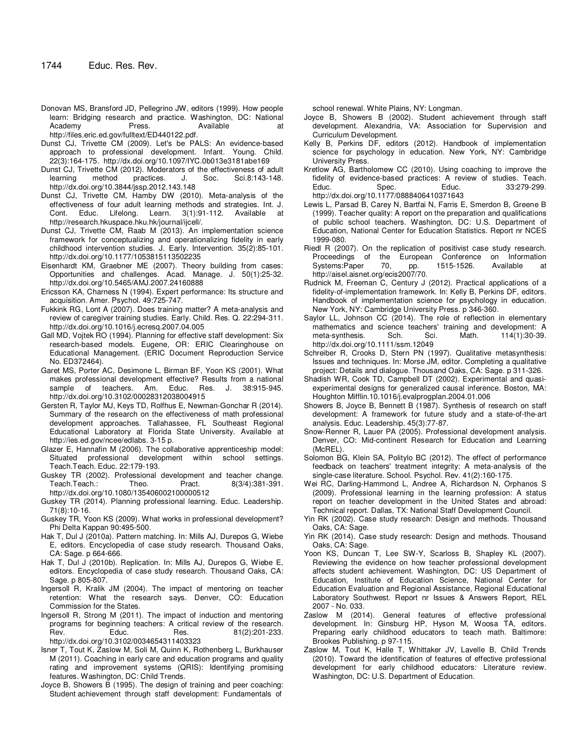Donovan MS, Bransford JD, Pellegrino JW, editors (1999). How people learn: Bridging research and practice. Washington, DC: National Academy Press. Available at http://files.eric.ed.gov/fulltext/ED440122.pdf.

Dunst CJ, Trivette CM (2009). Let's be PALS: An evidence-based approach to professional development. Infant. Young. Child. 22(3):164-175. http://dx.doi.org/10.1097/IYC.0b013e3181abe169

Dunst CJ, Trivette CM (2012). Moderators of the effectiveness of adult learning method practices. J. Soc. Sci.8:143-148. http://dx.doi.org/10.3844/jssp.2012.143.148

Dunst CJ, Trivette CM, Hamby DW (2010). Meta-analysis of the effectiveness of four adult learning methods and strategies. Int. J. Cont. Educ. Lifelong. Learn. 3(1):91-112. Available at http://research.hkuspace.hku.hk/journal/ijcell/.

Dunst CJ, Trivette CM, Raab M (2013). An implementation science framework for conceptualizing and operationalizing fidelity in early childhood intervention studies. J. Early. Intervention. 35(2):85-101. http://dx.doi.org/10.1177/1053815113502235

Eisenhardt KM, Graebner ME (2007). Theory building from cases: Opportunities and challenges. Acad. Manage. J. 50(1):25-32. http://dx.doi.org/10.5465/AMJ.2007.24160888

Ericsson KA, Charness N (1994). Expert performance: Its structure and acquisition. Amer. Psychol. 49:725-747.

Fukkink RG, Lont A (2007). Does training matter? A meta-analysis and review of caregiver training studies. Early. Child. Res. Q. 22:294-311. http://dx.doi.org/10.1016/j.ecresq.2007.04.005

Gall MD, Vojtek RO (1994). Planning for effective staff development: Six research-based models. Eugene, OR: ERIC Clearinghouse on Educational Management. (ERIC Document Reproduction Service No. ED372464).

Garet MS, Porter AC, Desimone L, Birman BF, Yoon KS (2001). What makes professional development effective? Results from a national sample of teachers. Am. Educ. Res. J. 38:915-945. http://dx.doi.org/10.3102/00028312038004915

Gersten R, Taylor MJ, Keys TD, Rolfhus E, Newman-Gonchar R (2014). Summary of the research on the effectiveness of math professional development approaches. Tallahassee, FL Southeast Regional Educational Laboratory at Florida State University. Available at http://ies.ed.gov/ncee/edlabs. 3-15 p.

Glazer E, Hannafin M (2006). The collaborative apprenticeship model: Situated professional development within school settings. Teach.Teach. Educ. 22:179-193.

Guskey TR (2002). Professional development and teacher change. Teach.Teach.: Theo. Pract. 8(3/4):381-391. http://dx.doi.org/10.1080/135406002100000512

Guskey TR (2014). Planning professional learning. Educ. Leadership. 71(8):10-16.

Guskey TR, Yoon KS (2009). What works in professional development? Phi Delta Kappan 90:495-500.

Hak T, Dul J (2010a). Pattern matching. In: Mills AJ, Durepos G, Wiebe E, editors. Encyclopedia of case study research. Thousand Oaks, CA: Sage. p 664-666.

Hak T, Dul J (2010b). Replication. In: Mills AJ, Durepos G, Wiebe E, editors. Encyclopedia of case study research. Thousand Oaks, CA: Sage. p 805-807.

Ingersoll R, Kralik JM (2004). The impact of mentoring on teacher retention: What the research says. Denver, CO: Education Commission for the States.

Ingersoll R, Strong M (2011). The impact of induction and mentoring programs for beginning teachers: A critical review of the research. Rev. Educ. Res. 81(2):201-233. http://dx.doi.org/10.3102/0034654311403323

Isner T, Tout K, Zaslow M, Soli M, Quinn K, Rothenberg L, Burkhauser M (2011). Coaching in early care and education programs and quality rating and improvement systems (QRIS): Identifying promising features. Washington, DC: Child Trends.

Joyce B, Showers B (1995). The design of training and peer coaching: Student achievement through staff development: Fundamentals of school renewal. White Plains, NY: Longman.

Joyce B, Showers B (2002). Student achievement through staff development. Alexandria, VA: Association for Supervision and Curriculum Development.

Kelly B, Perkins DF, editors (2012). Handbook of implementation science for psychology in education. New York, NY: Cambridge University Press.

Kretlow AG, Bartholomew CC (2010). Using coaching to improve the fidelity of evidence-based practices: A review of studies. Teach. Educ. Spec. Educ. 33:279-299. http://dx.doi.org/10.1177/0888406410371643

Lewis L, Parsad B, Carey N, Bartfai N, Farris E, Smerdon B, Greene B (1999). Teacher quality: A report on the preparation and qualifications of public school teachers. Washington, DC: U.S. Department of Education, National Center for Education Statistics. Report nr NCES 1999-080.

Riedl R (2007). On the replication of positivist case study research. Proceedings of the European Conference on Information Systems:Paper 70, pp. 1515-1526. Available at http://aisel.aisnet.org/ecis2007/70.

Rudnick M, Freeman C, Century J (2012). Practical applications of a fidelity-of-implementation framework. In: Kelly B, Perkins DF, editors. Handbook of implementation science for psychology in education. New York, NY: Cambridge University Press. p 346-360.

Saylor LL, Johnson CC (2014). The role of reflection in elementary mathematics and science teachers' training and development: A meta-synthesis. Sch. Sci. Math. 114(1):30-39. http://dx.doi.org/10.1111/ssm.12049

Schreiber R, Crooks D, Stern PN (1997). Qualitative metasynthesis: Issues and techniques. In: Morse JM, editor. Completing a qualitative project: Details and dialogue. Thousand Oaks, CA: Sage. p 311-326.

Shadish WR, Cook TD, Campbell DT (2002). Experimental and quasi-experimental designs for generalized causal inference. Boston, MA: Houghton Mifflin.10.1016/j.evalprogplan.2004.01.006

Showers B, Joyce B, Bennett B (1987). Synthesis of research on staff development: A framework for future study and a state-of-the-art analysis. Educ. Leadership. 45(3):77-87.

Snow-Renner R, Lauer PA (2005). Professional development analysis. Denver, CO: Mid-continent Research for Education and Learning (McREL).

Solomon BG, Klein SA, Politylo BC (2012). The effect of performance feedback on teachers' treatment integrity: A meta-analysis of the single-case literature. School. Psychol. Rev. 41(2):160-175.

Wei RC, Darling-Hammond L, Andree A, Richardson N, Orphanos S (2009). Professional learning in the learning profession: A status report on teacher development in the United States and abroad: Technical report. Dallas, TX: National Staff Development Council.

Yin RK (2002). Case study research: Design and methods. Thousand Oaks, CA: Sage.

Yin RK (2014). Case study research: Design and methods. Thousand Oaks, CA: Sage.

Yoon KS, Duncan T, Lee SW-Y, Scarloss B, Shapley KL (2007). Reviewing the evidence on how teacher professional development affects student achievement. Washington, DC: US Department of Education, Institute of Education Science, National Center for Education Evaluation and Regional Assistance, Regional Educational Laboratory Southwest. Report nr Issues & Answers Report, REL 2007 - No. 033.

Zaslow M (2014). General features of effective professional development. In: Ginsburg HP, Hyson M, Woosa TA, editors. Preparing early childhood educators to teach math. Baltimore: Brookes Publishing. p 97-115.

Zaslow M, Tout K, Halle T, Whittaker JV, Lavelle B, Child Trends (2010). Toward the identification of features of effective professional development for early childhood educators: Literature review. Washington, DC: U.S. Department of Education.